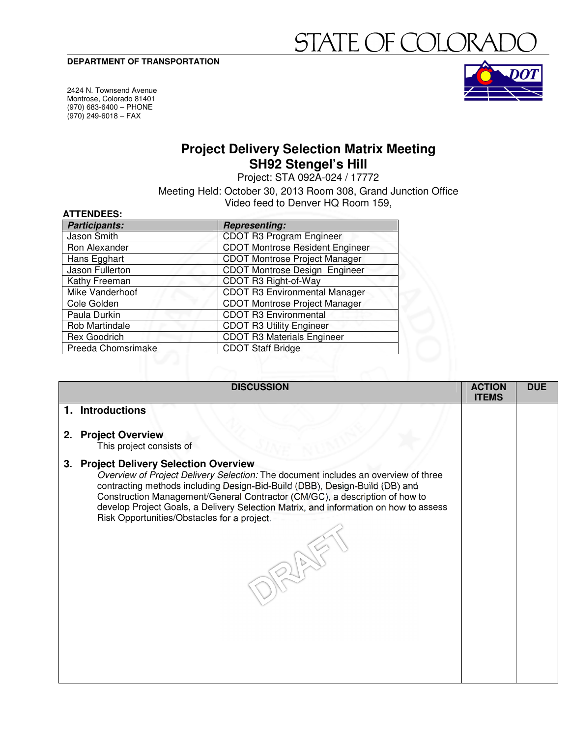# STATE OF COLORADO

**DEPARTMENT OF TRANSPORTATION**

2424 N. Townsend Avenue
Montrose, Colorado 81401
(970) 683-6400 – PHONE
(970) 249-6018 – FAX

## Project Delivery Selection Matrix Meeting
## SH92 Stengel's Hill

Project: STA 092A-024 / 17772

Meeting Held: October 30, 2013 Room 308, Grand Junction Office
Video feed to Denver HQ Room 159,

**ATTENDEES:**

| ***Participants:*** | ***Representing:*** |
|---|---|
| Jason Smith | CDOT R3 Program Engineer |
| Ron Alexander | CDOT Montrose Resident Engineer |
| Hans Egghart | CDOT Montrose Project Manager |
| Jason Fullerton | CDOT Montrose Design Engineer |
| Kathy Freeman | CDOT R3 Right-of-Way |
| Mike Vanderhoof | CDOT R3 Environmental Manager |
| Cole Golden | CDOT Montrose Project Manager |
| Paula Durkin | CDOT R3 Environmental |
| Rob Martindale | CDOT R3 Utility Engineer |
| Rex Goodrich | CDOT R3 Materials Engineer |
| Preeda Chomsrimake | CDOT Staff Bridge |

| DISCUSSION | ACTION ITEMS | DUE |
|---|---|---|
| **1. Introductions**<br><br>**2. Project Overview**<br>This project consists of<br><br>**3. Project Delivery Selection Overview**<br>*Overview of Project Delivery Selection:* The document includes an overview of three contracting methods including Design-Bid-Build (DBB), Design-Build (DB) and Construction Management/General Contractor (CM/GC), a description of how to develop Project Goals, a Delivery Selection Matrix, and information on how to assess Risk Opportunities/Obstacles for a project. | | |

DRAFT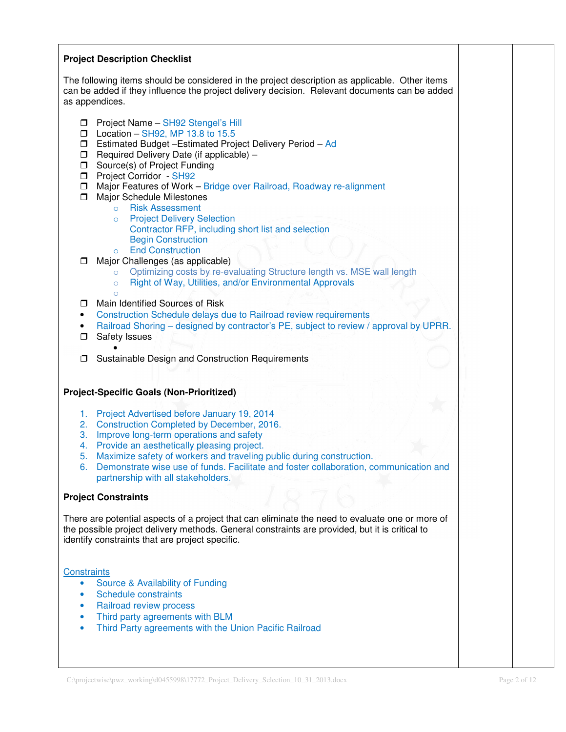**Project Description Checklist**

The following items should be considered in the project description as applicable. Other items can be added if they influence the project delivery decision. Relevant documents can be added as appendices.

- ❒ Project Name – SH92 Stengel's Hill
- ❒ Location – SH92, MP 13.8 to 15.5
- ❒ Estimated Budget –Estimated Project Delivery Period – Ad
- ❒ Required Delivery Date (if applicable) –
- ❒ Source(s) of Project Funding
- ❒ Project Corridor - SH92
- ❒ Major Features of Work – Bridge over Railroad, Roadway re-alignment
- ❒ Major Schedule Milestones
  - Risk Assessment
  - Project Delivery Selection
    Contractor RFP, including short list and selection
    Begin Construction
  - End Construction
- ❒ Major Challenges (as applicable)
  - Optimizing costs by re-evaluating Structure length vs. MSE wall length
  - Right of Way, Utilities, and/or Environmental Approvals
  - 
- ❒ Main Identified Sources of Risk
- Construction Schedule delays due to Railroad review requirements
- Railroad Shoring – designed by contractor's PE, subject to review / approval by UPRR.
- ❒ Safety Issues
  - 
- ❒ Sustainable Design and Construction Requirements

**Project-Specific Goals (Non-Prioritized)**

1. Project Advertised before January 19, 2014
2. Construction Completed by December, 2016.
3. Improve long-term operations and safety
4. Provide an aesthetically pleasing project.
5. Maximize safety of workers and traveling public during construction.
6. Demonstrate wise use of funds. Facilitate and foster collaboration, communication and partnership with all stakeholders.

**Project Constraints**

There are potential aspects of a project that can eliminate the need to evaluate one or more of the possible project delivery methods. General constraints are provided, but it is critical to identify constraints that are project specific.

Constraints

- Source & Availability of Funding
- Schedule constraints
- Railroad review process
- Third party agreements with BLM
- Third Party agreements with the Union Pacific Railroad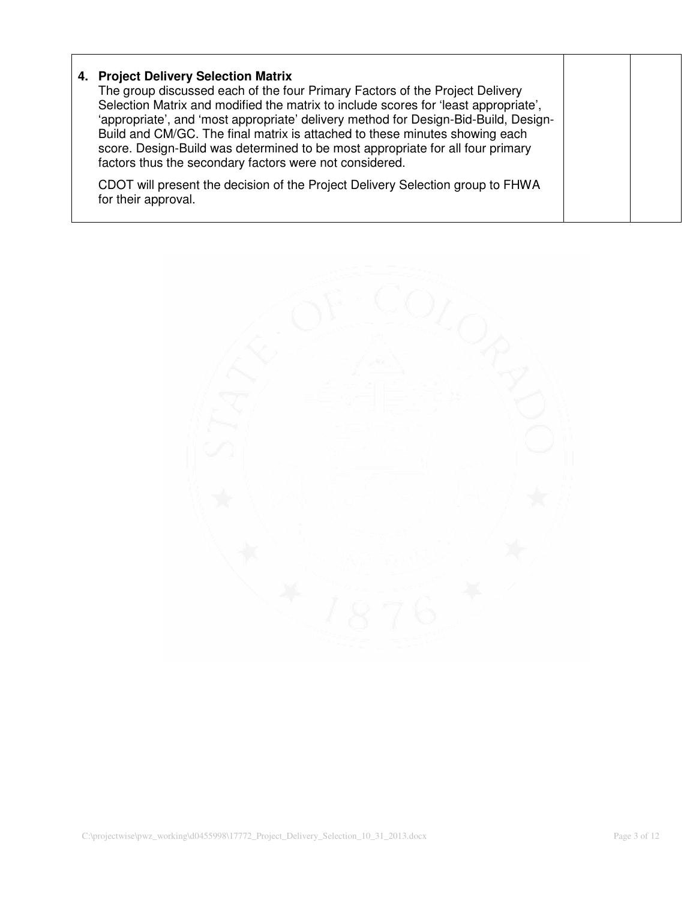| 4. **Project Delivery Selection Matrix**<br>The group discussed each of the four Primary Factors of the Project Delivery Selection Matrix and modified the matrix to include scores for 'least appropriate', 'appropriate', and 'most appropriate' delivery method for Design-Bid-Build, Design-Build and CM/GC. The final matrix is attached to these minutes showing each score. Design-Build was determined to be most appropriate for all four primary factors thus the secondary factors were not considered.<br><br>CDOT will present the decision of the Project Delivery Selection group to FHWA for their approval. | | |
|---|---|---|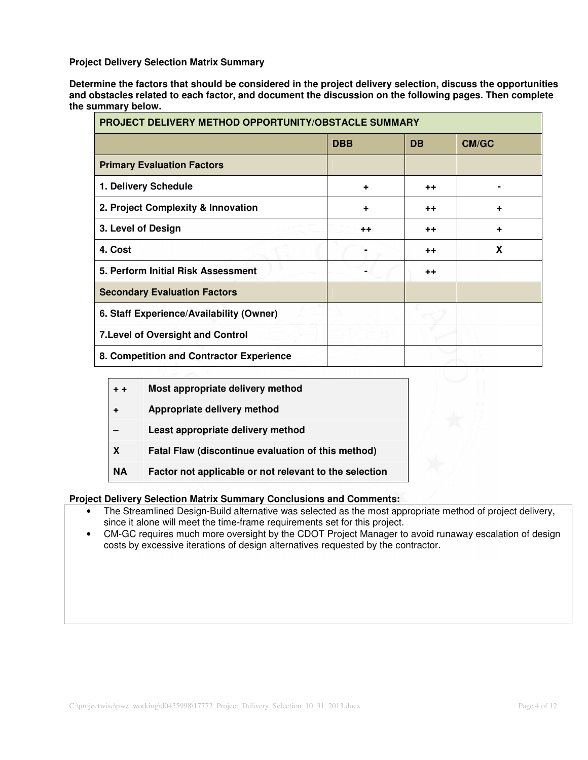**Project Delivery Selection Matrix Summary**

**Determine the factors that should be considered in the project delivery selection, discuss the opportunities and obstacles related to each factor, and document the discussion on the following pages. Then complete the summary below.**

| PROJECT DELIVERY METHOD OPPORTUNITY/OBSTACLE SUMMARY | | | |
|---|---|---|---|
| | **DBB** | **DB** | **CM/GC** |
| **Primary Evaluation Factors** | | | |
| **1. Delivery Schedule** | + | ++ | - |
| **2. Project Complexity & Innovation** | + | ++ | + |
| **3. Level of Design** | ++ | ++ | + |
| **4. Cost** | - | ++ | X |
| **5. Perform Initial Risk Assessment** | - | ++ | |
| **Secondary Evaluation Factors** | | | |
| **6. Staff Experience/Availability (Owner)** | | | |
| **7.Level of Oversight and Control** | | | |
| **8. Competition and Contractor Experience** | | | |

| | |
|---|---|
| **+ +** | **Most appropriate delivery method** |
| **+** | **Appropriate delivery method** |
| **–** | **Least appropriate delivery method** |
| **X** | **Fatal Flaw (discontinue evaluation of this method)** |
| **NA** | **Factor not applicable or not relevant to the selection** |

**Project Delivery Selection Matrix Summary Conclusions and Comments:**

- The Streamlined Design-Build alternative was selected as the most appropriate method of project delivery, since it alone will meet the time-frame requirements set for this project.
- CM-GC requires much more oversight by the CDOT Project Manager to avoid runaway escalation of design costs by excessive iterations of design alternatives requested by the contractor.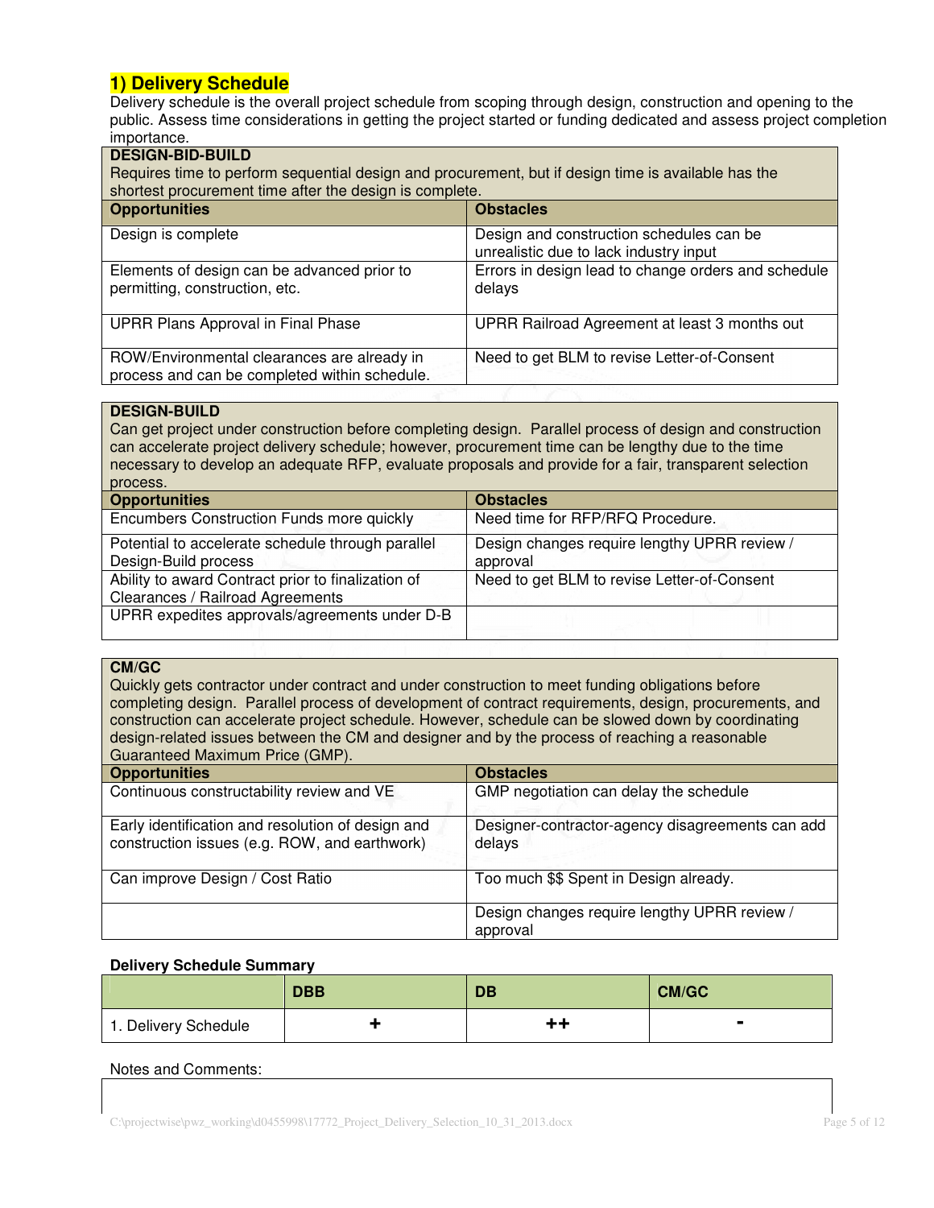## 1) Delivery Schedule

Delivery schedule is the overall project schedule from scoping through design, construction and opening to the public. Assess time considerations in getting the project started or funding dedicated and assess project completion importance.

| **DESIGN-BID-BUILD**<br>Requires time to perform sequential design and procurement, but if design time is available has the shortest procurement time after the design is complete. | |
|---|---|
| **Opportunities** | **Obstacles** |
| Design is complete | Design and construction schedules can be unrealistic due to lack industry input |
| Elements of design can be advanced prior to permitting, construction, etc. | Errors in design lead to change orders and schedule delays |
| UPRR Plans Approval in Final Phase | UPRR Railroad Agreement at least 3 months out |
| ROW/Environmental clearances are already in process and can be completed within schedule. | Need to get BLM to revise Letter-of-Consent |

| **DESIGN-BUILD**<br>Can get project under construction before completing design. Parallel process of design and construction can accelerate project delivery schedule; however, procurement time can be lengthy due to the time necessary to develop an adequate RFP, evaluate proposals and provide for a fair, transparent selection process. | |
|---|---|
| **Opportunities** | **Obstacles** |
| Encumbers Construction Funds more quickly | Need time for RFP/RFQ Procedure. |
| Potential to accelerate schedule through parallel Design-Build process | Design changes require lengthy UPRR review / approval |
| Ability to award Contract prior to finalization of Clearances / Railroad Agreements | Need to get BLM to revise Letter-of-Consent |
| UPRR expedites approvals/agreements under D-B | |

| **CM/GC**<br>Quickly gets contractor under contract and under construction to meet funding obligations before completing design. Parallel process of development of contract requirements, design, procurements, and construction can accelerate project schedule. However, schedule can be slowed down by coordinating design-related issues between the CM and designer and by the process of reaching a reasonable Guaranteed Maximum Price (GMP). | |
|---|---|
| **Opportunities** | **Obstacles** |
| Continuous constructability review and VE | GMP negotiation can delay the schedule |
| Early identification and resolution of design and construction issues (e.g. ROW, and earthwork) | Designer-contractor-agency disagreements can add delays |
| Can improve Design / Cost Ratio | Too much $$ Spent in Design already. |
| | Design changes require lengthy UPRR review / approval |

**Delivery Schedule Summary**

| | **DBB** | **DB** | **CM/GC** |
|---|---|---|---|
| 1. Delivery Schedule | + | ++ | - |

Notes and Comments: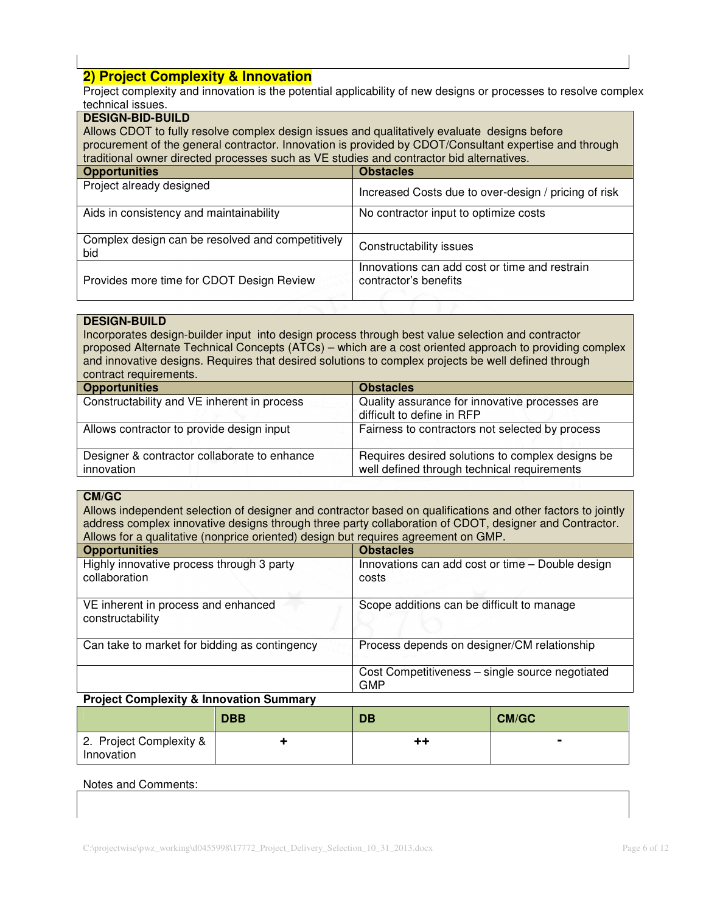## 2) Project Complexity & Innovation

Project complexity and innovation is the potential applicability of new designs or processes to resolve complex technical issues.

**DESIGN-BID-BUILD**

Allows CDOT to fully resolve complex design issues and qualitatively evaluate designs before procurement of the general contractor. Innovation is provided by CDOT/Consultant expertise and through traditional owner directed processes such as VE studies and contractor bid alternatives.

| Opportunities | Obstacles |
|---|---|
| Project already designed | Increased Costs due to over-design / pricing of risk |
| Aids in consistency and maintainability | No contractor input to optimize costs |
| Complex design can be resolved and competitively bid | Constructability issues |
| Provides more time for CDOT Design Review | Innovations can add cost or time and restrain contractor's benefits |

**DESIGN-BUILD**

Incorporates design-builder input into design process through best value selection and contractor proposed Alternate Technical Concepts (ATCs) – which are a cost oriented approach to providing complex and innovative designs. Requires that desired solutions to complex projects be well defined through contract requirements.

| Opportunities | Obstacles |
|---|---|
| Constructability and VE inherent in process | Quality assurance for innovative processes are difficult to define in RFP |
| Allows contractor to provide design input | Fairness to contractors not selected by process |
| Designer & contractor collaborate to enhance innovation | Requires desired solutions to complex designs be well defined through technical requirements |

**CM/GC**

Allows independent selection of designer and contractor based on qualifications and other factors to jointly address complex innovative designs through three party collaboration of CDOT, designer and Contractor. Allows for a qualitative (nonprice oriented) design but requires agreement on GMP.

| Opportunities | Obstacles |
|---|---|
| Highly innovative process through 3 party collaboration | Innovations can add cost or time – Double design costs |
| VE inherent in process and enhanced constructability | Scope additions can be difficult to manage |
| Can take to market for bidding as contingency | Process depends on designer/CM relationship |
| | Cost Competitiveness – single source negotiated GMP |

**Project Complexity & Innovation Summary**

| | DBB | DB | CM/GC |
|---|---|---|---|
| 2. Project Complexity & Innovation | + | ++ | - |

Notes and Comments: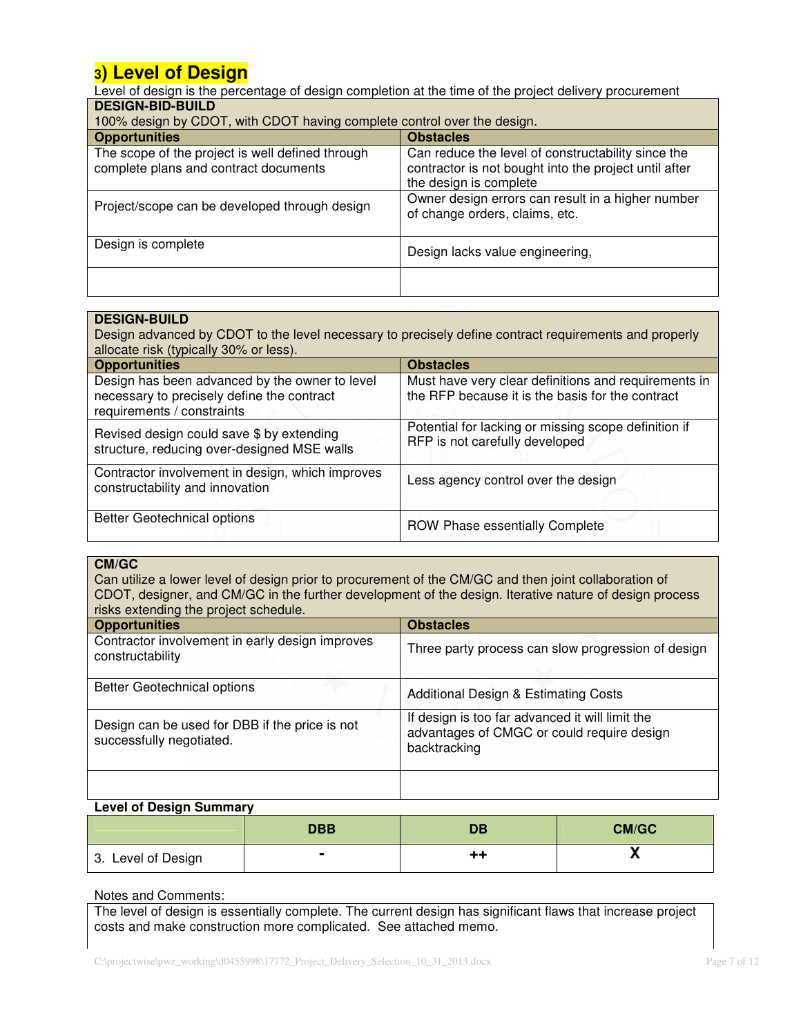# 3) Level of Design

Level of design is the percentage of design completion at the time of the project delivery procurement

| DESIGN-BID-BUILD<br>100% design by CDOT, with CDOT having complete control over the design. | |
|---|---|
| **Opportunities** | **Obstacles** |
| The scope of the project is well defined through complete plans and contract documents | Can reduce the level of constructability since the contractor is not bought into the project until after the design is complete |
| Project/scope can be developed through design | Owner design errors can result in a higher number of change orders, claims, etc. |
| Design is complete | Design lacks value engineering, |
| | |

| DESIGN-BUILD<br>Design advanced by CDOT to the level necessary to precisely define contract requirements and properly allocate risk (typically 30% or less). | |
|---|---|
| **Opportunities** | **Obstacles** |
| Design has been advanced by the owner to level necessary to precisely define the contract requirements / constraints | Must have very clear definitions and requirements in the RFP because it is the basis for the contract |
| Revised design could save $ by extending structure, reducing over-designed MSE walls | Potential for lacking or missing scope definition if RFP is not carefully developed |
| Contractor involvement in design, which improves constructability and innovation | Less agency control over the design |
| Better Geotechnical options | ROW Phase essentially Complete |

| CM/GC<br>Can utilize a lower level of design prior to procurement of the CM/GC and then joint collaboration of CDOT, designer, and CM/GC in the further development of the design. Iterative nature of design process risks extending the project schedule. | |
|---|---|
| **Opportunities** | **Obstacles** |
| Contractor involvement in early design improves constructability | Three party process can slow progression of design |
| Better Geotechnical options | Additional Design & Estimating Costs |
| Design can be used for DBB if the price is not successfully negotiated. | If design is too far advanced it will limit the advantages of CMGC or could require design backtracking |
| | |

**Level of Design Summary**

| | DBB | DB | CM/GC |
|---|---|---|---|
| 3. Level of Design | - | ++ | X |

Notes and Comments:

The level of design is essentially complete. The current design has significant flaws that increase project costs and make construction more complicated. See attached memo.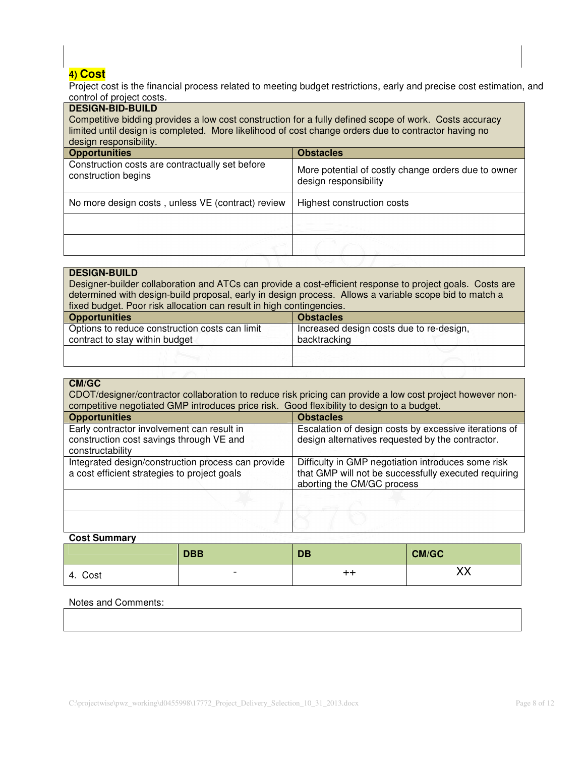## 4) Cost

Project cost is the financial process related to meeting budget restrictions, early and precise cost estimation, and control of project costs.

**DESIGN-BID-BUILD**

Competitive bidding provides a low cost construction for a fully defined scope of work. Costs accuracy limited until design is completed. More likelihood of cost change orders due to contractor having no design responsibility.

| Opportunities | Obstacles |
|---|---|
| Construction costs are contractually set before construction begins | More potential of costly change orders due to owner design responsibility |
| No more design costs , unless VE (contract) review | Highest construction costs |
| | |
| | |

**DESIGN-BUILD**

Designer-builder collaboration and ATCs can provide a cost-efficient response to project goals. Costs are determined with design-build proposal, early in design process. Allows a variable scope bid to match a fixed budget. Poor risk allocation can result in high contingencies.

| Opportunities | Obstacles |
|---|---|
| Options to reduce construction costs can limit contract to stay within budget | Increased design costs due to re-design, backtracking |
| | |

**CM/GC**

CDOT/designer/contractor collaboration to reduce risk pricing can provide a low cost project however non-competitive negotiated GMP introduces price risk. Good flexibility to design to a budget.

| Opportunities | Obstacles |
|---|---|
| Early contractor involvement can result in construction cost savings through VE and constructability | Escalation of design costs by excessive iterations of design alternatives requested by the contractor. |
| Integrated design/construction process can provide a cost efficient strategies to project goals | Difficulty in GMP negotiation introduces some risk that GMP will not be successfully executed requiring aborting the CM/GC process |
| | |
| | |

**Cost Summary**

| | DBB | DB | CM/GC |
|---|---|---|---|
| 4. Cost | - | ++ | XX |

Notes and Comments:

| |
|---|
| |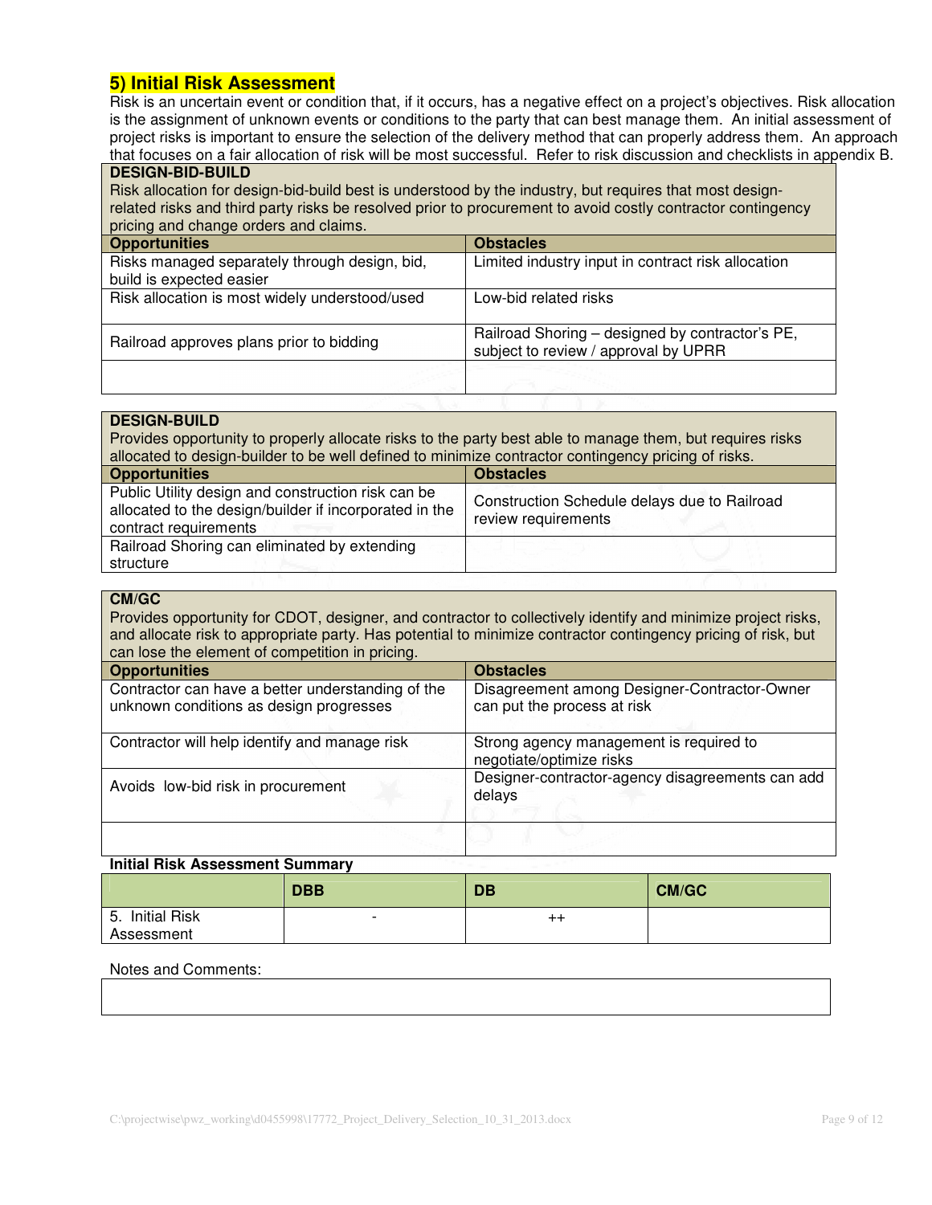## 5) Initial Risk Assessment

Risk is an uncertain event or condition that, if it occurs, has a negative effect on a project's objectives. Risk allocation is the assignment of unknown events or conditions to the party that can best manage them. An initial assessment of project risks is important to ensure the selection of the delivery method that can properly address them. An approach that focuses on a fair allocation of risk will be most successful. Refer to risk discussion and checklists in appendix B.

**DESIGN-BID-BUILD**

Risk allocation for design-bid-build best is understood by the industry, but requires that most design-related risks and third party risks be resolved prior to procurement to avoid costly contractor contingency pricing and change orders and claims.

| Opportunities | Obstacles |
|---|---|
| Risks managed separately through design, bid, build is expected easier | Limited industry input in contract risk allocation |
| Risk allocation is most widely understood/used | Low-bid related risks |
| Railroad approves plans prior to bidding | Railroad Shoring – designed by contractor's PE, subject to review / approval by UPRR |
| | |

**DESIGN-BUILD**

Provides opportunity to properly allocate risks to the party best able to manage them, but requires risks allocated to design-builder to be well defined to minimize contractor contingency pricing of risks.

| Opportunities | Obstacles |
|---|---|
| Public Utility design and construction risk can be allocated to the design/builder if incorporated in the contract requirements | Construction Schedule delays due to Railroad review requirements |
| Railroad Shoring can eliminated by extending structure | |

**CM/GC**

Provides opportunity for CDOT, designer, and contractor to collectively identify and minimize project risks, and allocate risk to appropriate party. Has potential to minimize contractor contingency pricing of risk, but can lose the element of competition in pricing.

| Opportunities | Obstacles |
|---|---|
| Contractor can have a better understanding of the unknown conditions as design progresses | Disagreement among Designer-Contractor-Owner can put the process at risk |
| Contractor will help identify and manage risk | Strong agency management is required to negotiate/optimize risks |
| Avoids low-bid risk in procurement | Designer-contractor-agency disagreements can add delays |
| | |

**Initial Risk Assessment Summary**

| | DBB | DB | CM/GC |
|---|---|---|---|
| 5. Initial Risk Assessment | - | ++ | |

Notes and Comments: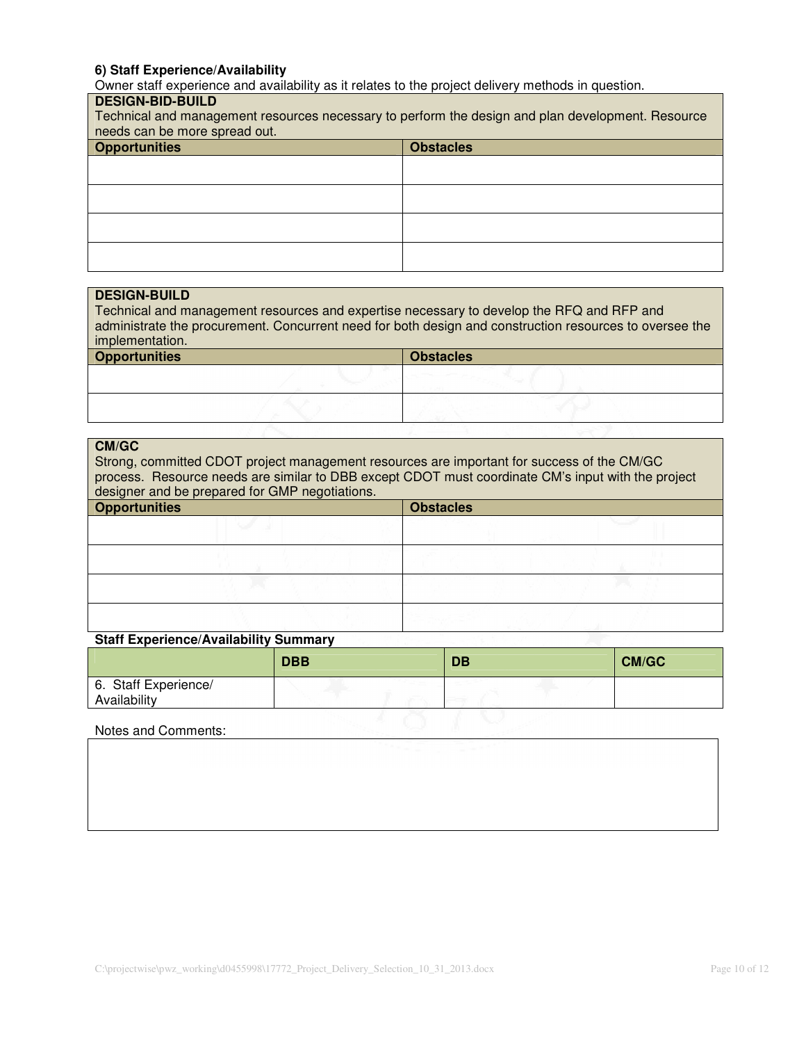**6) Staff Experience/Availability**

Owner staff experience and availability as it relates to the project delivery methods in question.

| **DESIGN-BID-BUILD**<br>Technical and management resources necessary to perform the design and plan development. Resource needs can be more spread out. | |
|---|---|
| **Opportunities** | **Obstacles** |
| | |
| | |
| | |
| | |

| **DESIGN-BUILD**<br>Technical and management resources and expertise necessary to develop the RFQ and RFP and administrate the procurement. Concurrent need for both design and construction resources to oversee the implementation. | |
|---|---|
| **Opportunities** | **Obstacles** |
| | |
| | |

| **CM/GC**<br>Strong, committed CDOT project management resources are important for success of the CM/GC process. Resource needs are similar to DBB except CDOT must coordinate CM's input with the project designer and be prepared for GMP negotiations. | |
|---|---|
| **Opportunities** | **Obstacles** |
| | |
| | |
| | |
| | |

**Staff Experience/Availability Summary**

| | **DBB** | **DB** | **CM/GC** |
|---|---|---|---|
| 6. Staff Experience/ Availability | | | |

Notes and Comments:

| |
|---|
| |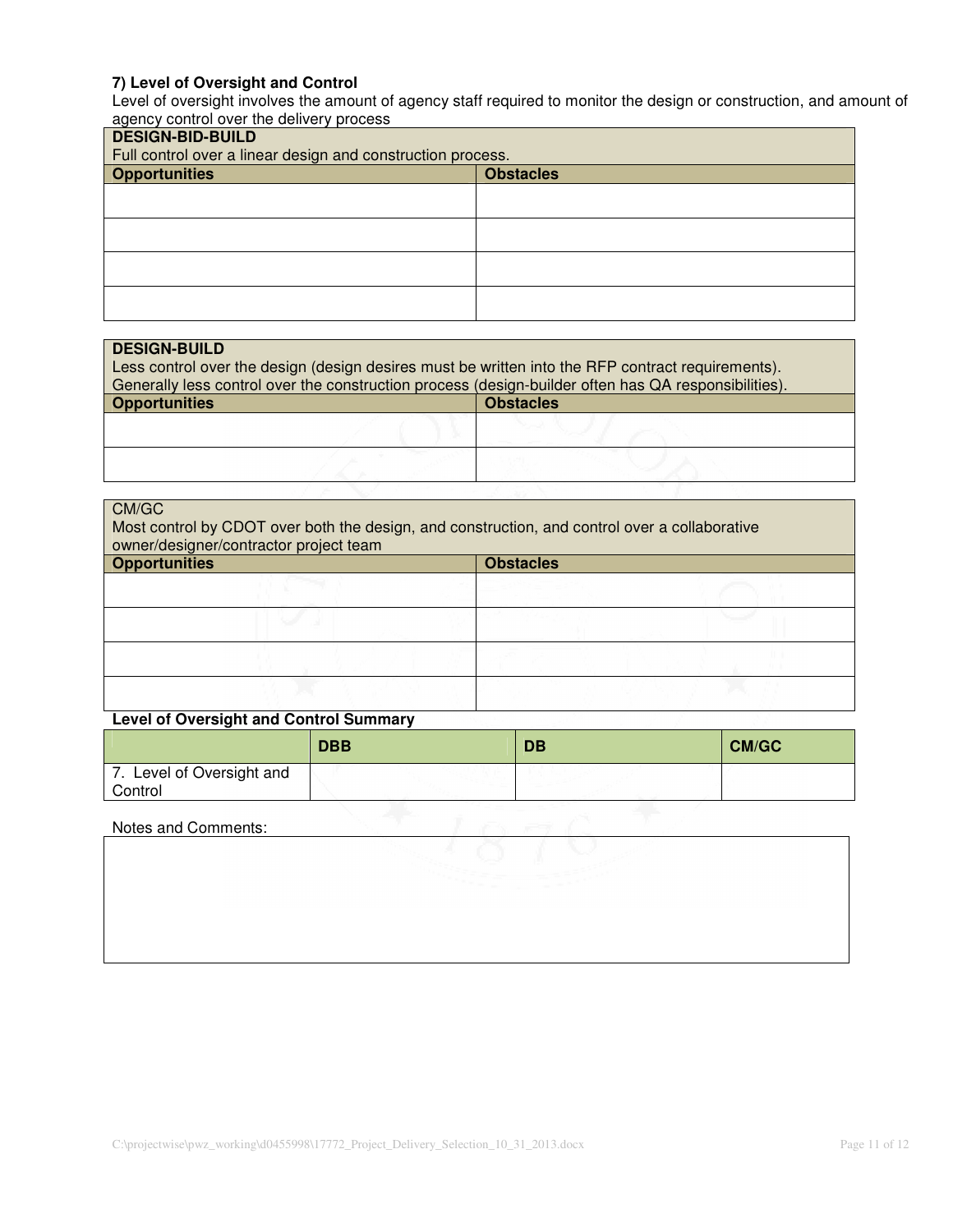**7) Level of Oversight and Control**

Level of oversight involves the amount of agency staff required to monitor the design or construction, and amount of agency control over the delivery process

| **DESIGN-BID-BUILD**<br>Full control over a linear design and construction process. | |
|---|---|
| **Opportunities** | **Obstacles** |
| | |
| | |
| | |
| | |

| **DESIGN-BUILD**<br>Less control over the design (design desires must be written into the RFP contract requirements).<br>Generally less control over the construction process (design-builder often has QA responsibilities). | |
|---|---|
| **Opportunities** | **Obstacles** |
| | |
| | |

| CM/GC<br>Most control by CDOT over both the design, and construction, and control over a collaborative owner/designer/contractor project team | |
|---|---|
| **Opportunities** | **Obstacles** |
| | |
| | |
| | |
| | |

**Level of Oversight and Control Summary**

| | **DBB** | **DB** | **CM/GC** |
|---|---|---|---|
| 7. Level of Oversight and Control | | | |

Notes and Comments:

| |
|---|
| |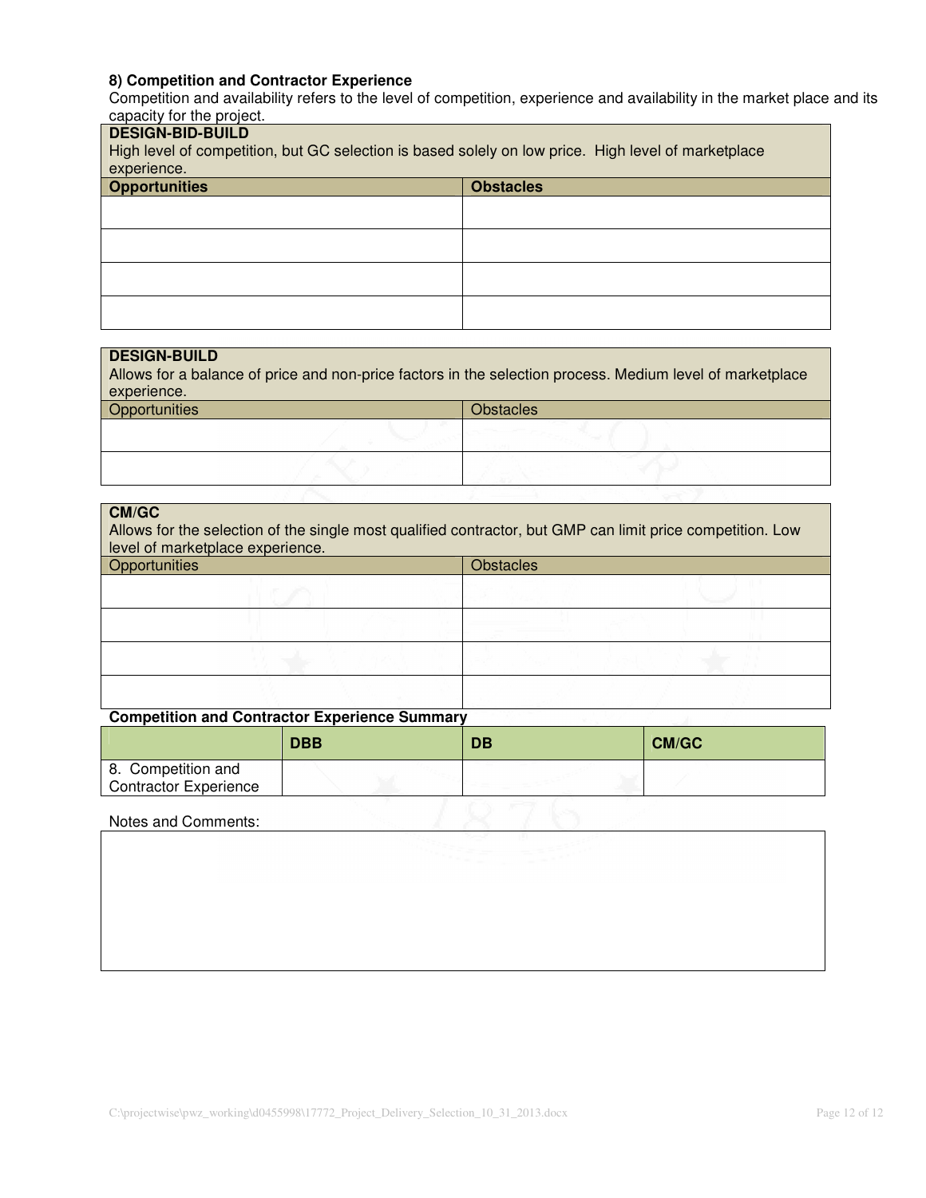**8) Competition and Contractor Experience**

Competition and availability refers to the level of competition, experience and availability in the market place and its capacity for the project.

**DESIGN-BID-BUILD**

High level of competition, but GC selection is based solely on low price. High level of marketplace experience.

| **Opportunities** | **Obstacles** |
|---|---|
| | |
| | |
| | |
| | |

**DESIGN-BUILD**

Allows for a balance of price and non-price factors in the selection process. Medium level of marketplace experience.

| Opportunities | Obstacles |
|---|---|
| | |
| | |

**CM/GC**

Allows for the selection of the single most qualified contractor, but GMP can limit price competition. Low level of marketplace experience.

| Opportunities | Obstacles |
|---|---|
| | |
| | |
| | |
| | |

**Competition and Contractor Experience Summary**

| | **DBB** | **DB** | **CM/GC** |
|---|---|---|---|
| 8. Competition and Contractor Experience | | | |

Notes and Comments: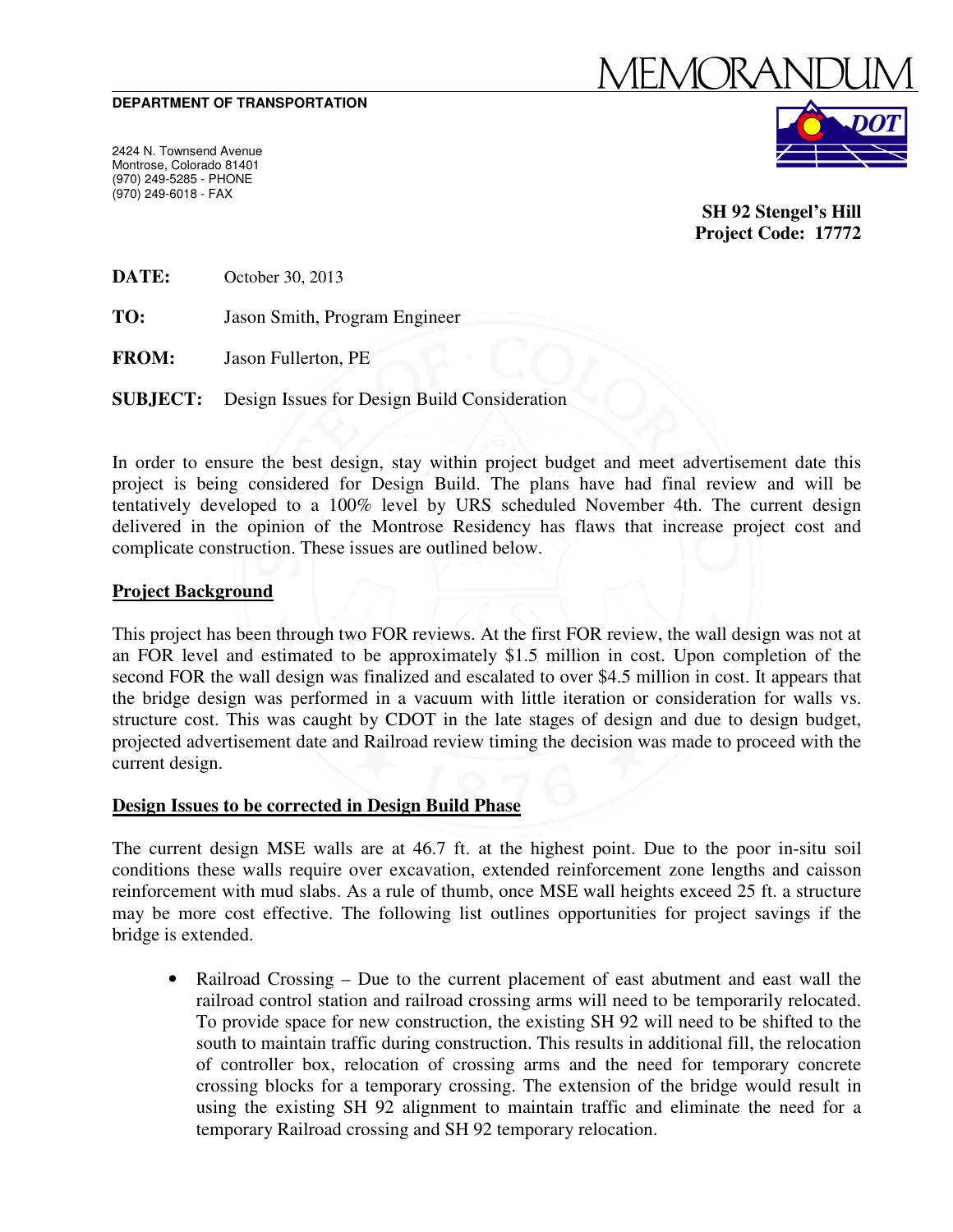# MEMORANDUM

**DEPARTMENT OF TRANSPORTATION**

2424 N. Townsend Avenue
Montrose, Colorado 81401
(970) 249-5285 - PHONE
(970) 249-6018 - FAX

**SH 92 Stengel's Hill**
**Project Code: 17772**

**DATE:** October 30, 2013

**TO:** Jason Smith, Program Engineer

**FROM:** Jason Fullerton, PE

**SUBJECT:** Design Issues for Design Build Consideration

In order to ensure the best design, stay within project budget and meet advertisement date this project is being considered for Design Build. The plans have had final review and will be tentatively developed to a 100% level by URS scheduled November 4th. The current design delivered in the opinion of the Montrose Residency has flaws that increase project cost and complicate construction. These issues are outlined below.

## Project Background

This project has been through two FOR reviews. At the first FOR review, the wall design was not at an FOR level and estimated to be approximately $1.5 million in cost. Upon completion of the second FOR the wall design was finalized and escalated to over $4.5 million in cost. It appears that the bridge design was performed in a vacuum with little iteration or consideration for walls vs. structure cost. This was caught by CDOT in the late stages of design and due to design budget, projected advertisement date and Railroad review timing the decision was made to proceed with the current design.

## Design Issues to be corrected in Design Build Phase

The current design MSE walls are at 46.7 ft. at the highest point. Due to the poor in-situ soil conditions these walls require over excavation, extended reinforcement zone lengths and caisson reinforcement with mud slabs. As a rule of thumb, once MSE wall heights exceed 25 ft. a structure may be more cost effective. The following list outlines opportunities for project savings if the bridge is extended.

- Railroad Crossing – Due to the current placement of east abutment and east wall the railroad control station and railroad crossing arms will need to be temporarily relocated. To provide space for new construction, the existing SH 92 will need to be shifted to the south to maintain traffic during construction. This results in additional fill, the relocation of controller box, relocation of crossing arms and the need for temporary concrete crossing blocks for a temporary crossing. The extension of the bridge would result in using the existing SH 92 alignment to maintain traffic and eliminate the need for a temporary Railroad crossing and SH 92 temporary relocation.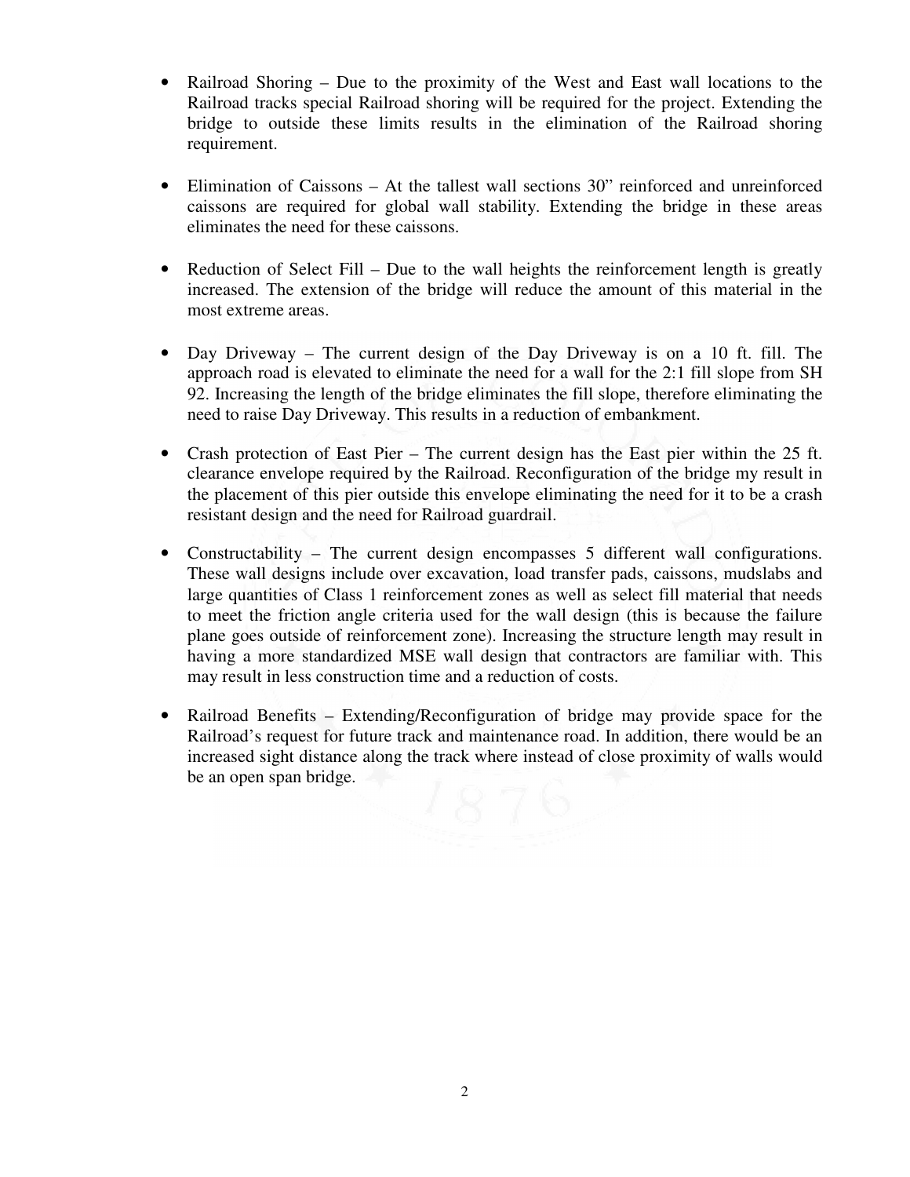- Railroad Shoring – Due to the proximity of the West and East wall locations to the Railroad tracks special Railroad shoring will be required for the project. Extending the bridge to outside these limits results in the elimination of the Railroad shoring requirement.

- Elimination of Caissons – At the tallest wall sections 30" reinforced and unreinforced caissons are required for global wall stability. Extending the bridge in these areas eliminates the need for these caissons.

- Reduction of Select Fill – Due to the wall heights the reinforcement length is greatly increased. The extension of the bridge will reduce the amount of this material in the most extreme areas.

- Day Driveway – The current design of the Day Driveway is on a 10 ft. fill. The approach road is elevated to eliminate the need for a wall for the 2:1 fill slope from SH 92. Increasing the length of the bridge eliminates the fill slope, therefore eliminating the need to raise Day Driveway. This results in a reduction of embankment.

- Crash protection of East Pier – The current design has the East pier within the 25 ft. clearance envelope required by the Railroad. Reconfiguration of the bridge my result in the placement of this pier outside this envelope eliminating the need for it to be a crash resistant design and the need for Railroad guardrail.

- Constructability – The current design encompasses 5 different wall configurations. These wall designs include over excavation, load transfer pads, caissons, mudslabs and large quantities of Class 1 reinforcement zones as well as select fill material that needs to meet the friction angle criteria used for the wall design (this is because the failure plane goes outside of reinforcement zone). Increasing the structure length may result in having a more standardized MSE wall design that contractors are familiar with. This may result in less construction time and a reduction of costs.

- Railroad Benefits – Extending/Reconfiguration of bridge may provide space for the Railroad's request for future track and maintenance road. In addition, there would be an increased sight distance along the track where instead of close proximity of walls would be an open span bridge.